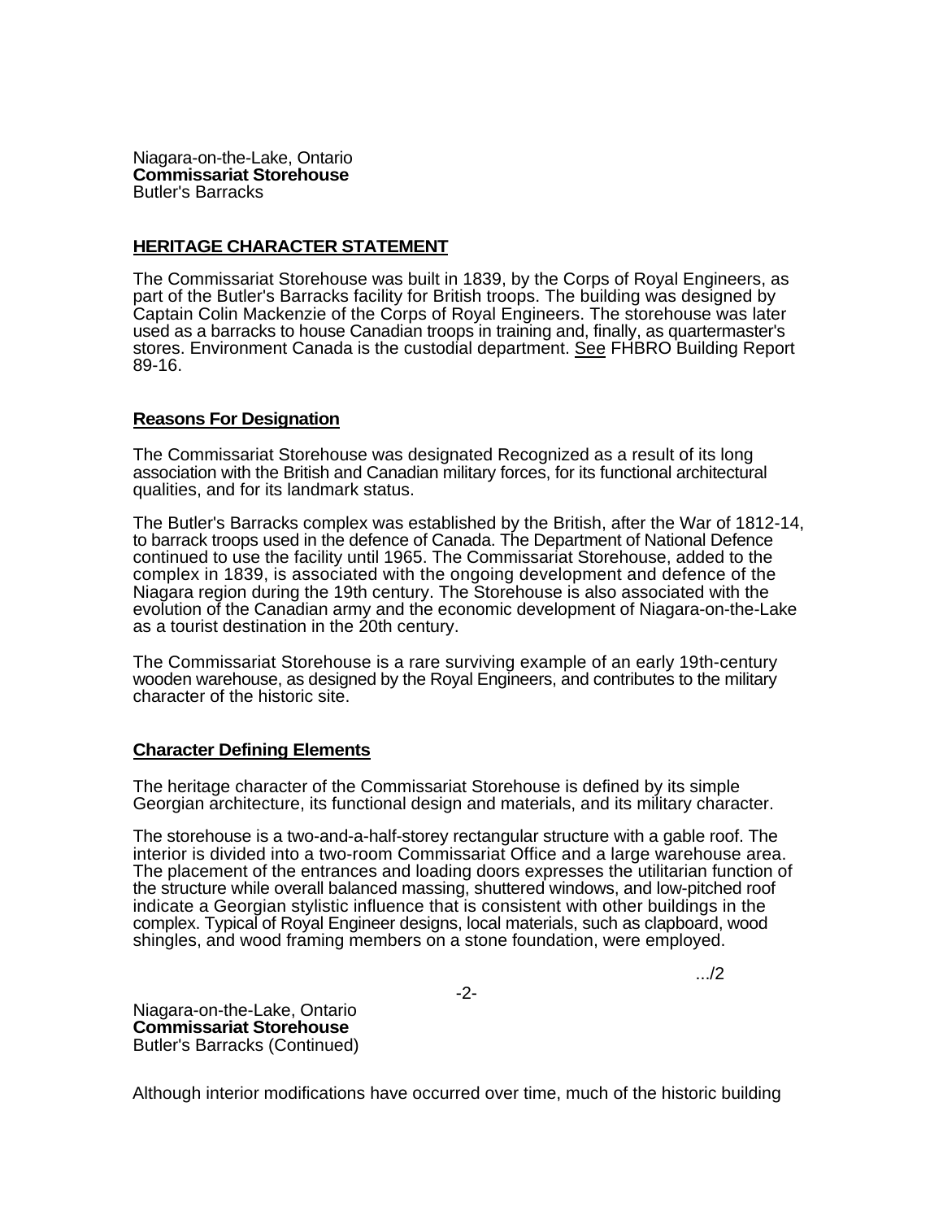Niagara-on-the-Lake, Ontario
**Commissariat Storehouse**
Butler's Barracks

## HERITAGE CHARACTER STATEMENT

The Commissariat Storehouse was built in 1839, by the Corps of Royal Engineers, as part of the Butler's Barracks facility for British troops. The building was designed by Captain Colin Mackenzie of the Corps of Royal Engineers. The storehouse was later used as a barracks to house Canadian troops in training and, finally, as quartermaster's stores. Environment Canada is the custodial department. See FHBRO Building Report 89-16.

### Reasons For Designation

The Commissariat Storehouse was designated Recognized as a result of its long association with the British and Canadian military forces, for its functional architectural qualities, and for its landmark status.

The Butler's Barracks complex was established by the British, after the War of 1812-14, to barrack troops used in the defence of Canada. The Department of National Defence continued to use the facility until 1965. The Commissariat Storehouse, added to the complex in 1839, is associated with the ongoing development and defence of the Niagara region during the 19th century. The Storehouse is also associated with the evolution of the Canadian army and the economic development of Niagara-on-the-Lake as a tourist destination in the 20th century.

The Commissariat Storehouse is a rare surviving example of an early 19th-century wooden warehouse, as designed by the Royal Engineers, and contributes to the military character of the historic site.

### Character Defining Elements

The heritage character of the Commissariat Storehouse is defined by its simple Georgian architecture, its functional design and materials, and its military character.

The storehouse is a two-and-a-half-storey rectangular structure with a gable roof. The interior is divided into a two-room Commissariat Office and a large warehouse area. The placement of the entrances and loading doors expresses the utilitarian function of the structure while overall balanced massing, shuttered windows, and low-pitched roof indicate a Georgian stylistic influence that is consistent with other buildings in the complex. Typical of Royal Engineer designs, local materials, such as clapboard, wood shingles, and wood framing members on a stone foundation, were employed.

.../2

Niagara-on-the-Lake, Ontario
**Commissariat Storehouse**
Butler's Barracks (Continued)

Although interior modifications have occurred over time, much of the historic building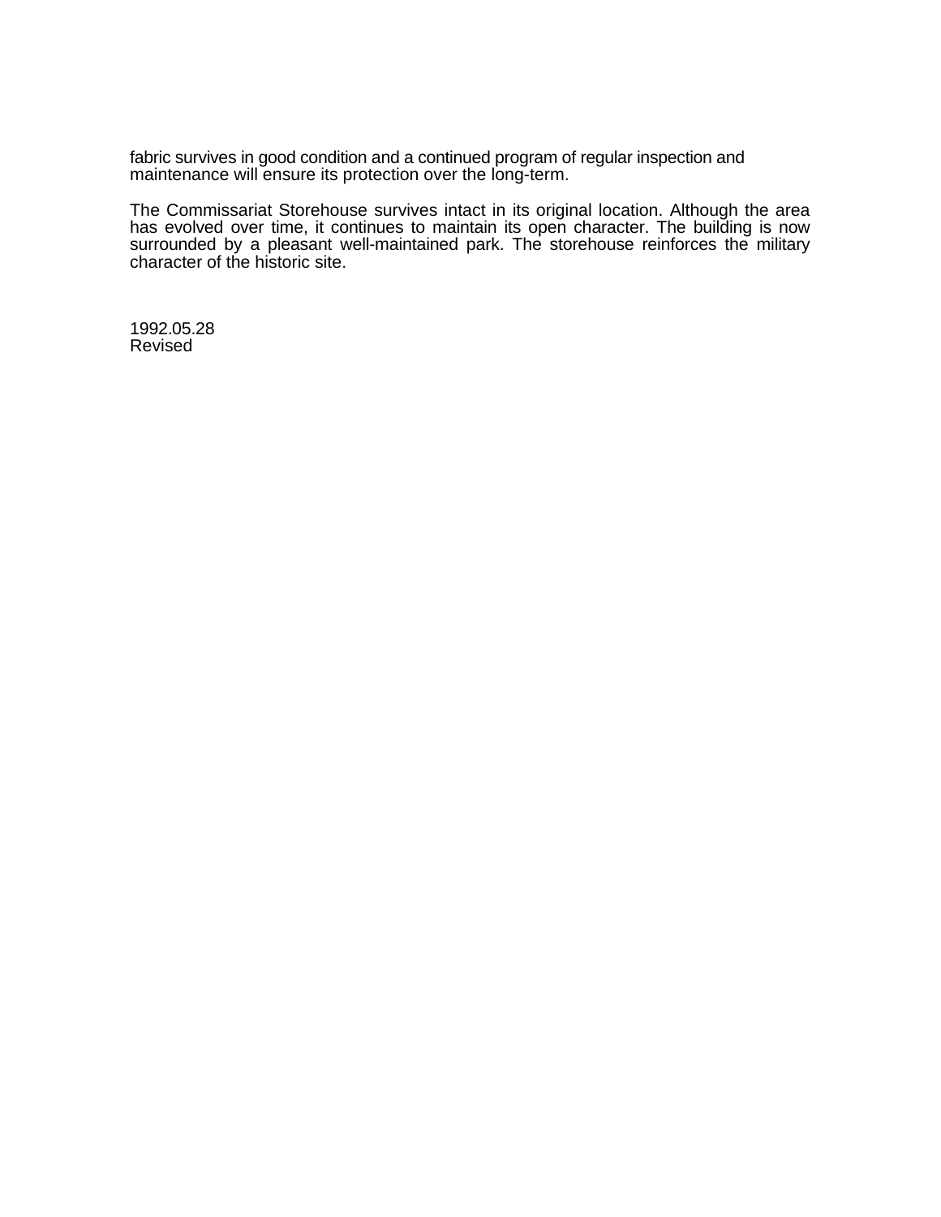fabric survives in good condition and a continued program of regular inspection and maintenance will ensure its protection over the long-term.

The Commissariat Storehouse survives intact in its original location. Although the area has evolved over time, it continues to maintain its open character. The building is now surrounded by a pleasant well-maintained park. The storehouse reinforces the military character of the historic site.

1992.05.28
Revised